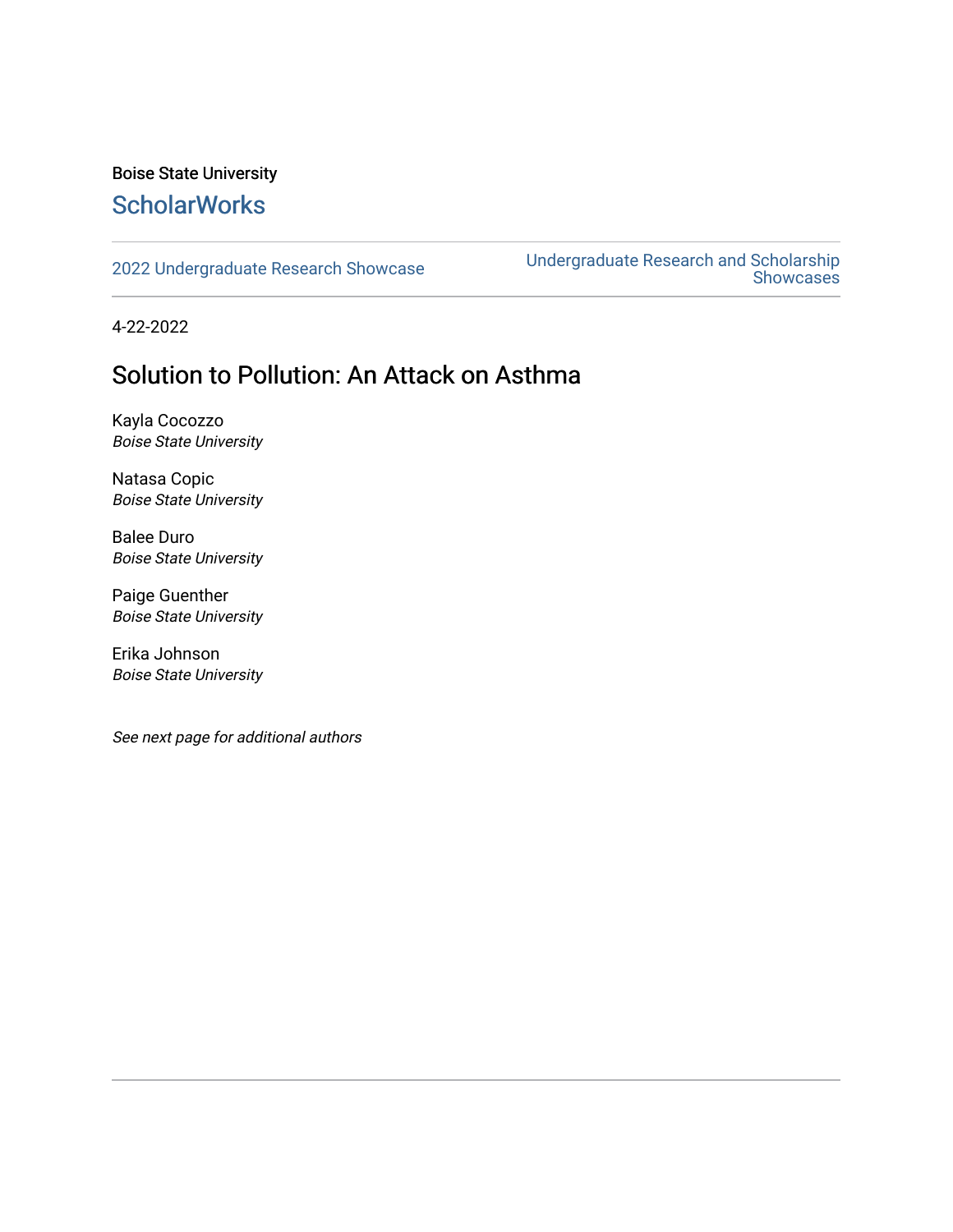Boise State University

**ScholarWorks**

2022 Undergraduate Research Showcase

Undergraduate Research and Scholarship Showcases

4-22-2022

# Solution to Pollution: An Attack on Asthma

Kayla Cocozzo
*Boise State University*

Natasa Copic
*Boise State University*

Balee Duro
*Boise State University*

Paige Guenther
*Boise State University*

Erika Johnson
*Boise State University*

*See next page for additional authors*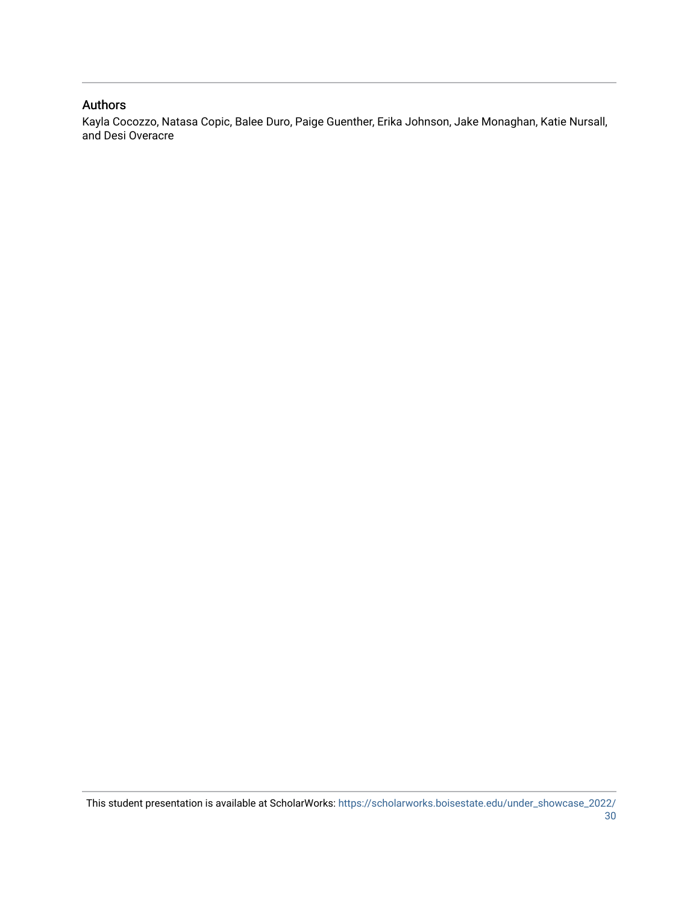## Authors

Kayla Cocozzo, Natasa Copic, Balee Duro, Paige Guenther, Erika Johnson, Jake Monaghan, Katie Nursall, and Desi Overacre

This student presentation is available at ScholarWorks: https://scholarworks.boisestate.edu/under_showcase_2022/30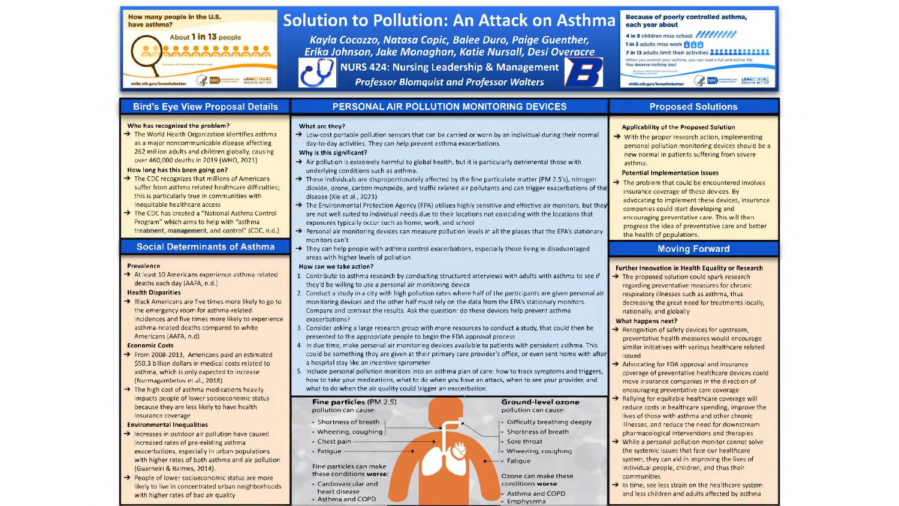How many people in the U.S. have asthma?

About **1 in 13** people

Data Source: 2017 National Health Interview Survey

nhlbi.nih.gov/breathebetter

# Solution to Pollution: An Attack on Asthma

*Kayla Cocozzo, Natasa Copic, Balee Duro, Paige Guenther, Erika Johnson, Jake Monaghan, Katie Nursall, Desi Overacre*

**NURS 424: Nursing Leadership & Management**

*Professor Blomquist and Professor Walters*

Because of poorly controlled asthma, each year about

- 4 in 9 children miss school
- 1 in 3 adults miss work
- 7 in 13 adults limit their activities

When you control your asthma, you can lead a full and active life. You deserve nothing less!

nhlbi.nih.gov/breathebetter

## Bird's Eye View Proposal Details

**Who has recognized the problem?**

- The World Health Organization identifies asthma as a major noncommunicable disease affecting 262 million adults and children globally, causing over 460,000 deaths in 2019 (WHO, 2021)

**How long has this been going on?**

- The CDC recognizes that millions of Americans suffer from asthma related healthcare difficulties; this is particularly true in communities with inequitable healthcare access
- The CDC has created a "National Asthma Control Program" which aims to help with "asthma treatment, management, and control" (CDC, n.d.)

## Social Determinants of Asthma

**Prevalence**

- At least 10 Americans experience asthma-related deaths each day (AAFA, n.d.)

**Health Disparities**

- Black Americans are five times more likely to go to the emergency room for asthma-related incidences and five times more likely to experience asthma-related deaths compared to white Americans (AAFA, n.d)

**Economic Costs**

- From 2008-2013, Americans paid an estimated $50.3 billion dollars in medical costs related to asthma, which is only expected to increase (Nurmagambetov et al., 2018)
- The high cost of asthma medications heavily impacts people of lower socioeconomic status because they are less likely to have health insurance coverage

**Environmental Inequalities**

- Increases in outdoor air pollution have caused increased rates of pre-existing asthma exacerbations, especially in urban populations with higher rates of both asthma and air pollution (Guarneiri & Balmes, 2014).
- People of lower socioeconomic status are more likely to live in concentrated urban neighborhoods with higher rates of bad air quality

## PERSONAL AIR POLLUTION MONITORING DEVICES

**What are they?**

- Low-cost portable pollution sensors that can be carried or worn by an individual during their normal day-to-day activities. They can help prevent asthma exacerbations.

**Why is this significant?**

- Air pollution is extremely harmful to global health, but it is particularly detrimental those with underlying conditions such as asthma.
- These individuals are disproportionately affected by the fine particulate matter (PM 2.5's), nitrogen dioxide, ozone, carbon monoxide, and traffic related air pollutants and can trigger exacerbations of the disease (Xie et al., 2021)
- The Environmental Protection Agency (EPA) utilizes highly sensitive and effective air monitors, but they are not well suited to individual needs due to their locations not coinciding with the locations that exposures typically occur such as home, work, and school
- Personal air monitoring devices can measure pollution levels in all the places that the EPA's stationary monitors can't
- They can help people with asthma control exacerbations, especially those living in disadvantaged areas with higher levels of pollution

**How can we take action?**

1. Contribute to asthma research by conducting structured interviews with adults with asthma to see if they'd be willing to use a personal air monitoring device
2. Conduct a study in a city with high pollution rates where half of the participants are given personal air monitoring devices and the other half must rely on the data from the EPA's stationary monitors. Compare and contrast the results. Ask the question: do these devices help prevent asthma exacerbations?
3. Consider asking a large research group with more resources to conduct a study, that could then be presented to the appropriate people to begin the FDA approval process
4. In due time, make personal air monitoring devices available to patients with persistent asthma. This could be something they are given at their primary care provider's office, or even sent home with after a hospital stay like an incentive spirometer
5. Include personal pollution monitors into an asthma plan of care: how to track symptoms and triggers, how to take your medications, what to do when you have an attack, when to see your provider, and what to do when the air quality could trigger an exacerbation.

**Fine particles** (PM 2.5) pollution can cause:

- Shortness of breath
- Wheezing, coughing
- Chest pain
- Fatigue

Fine particles can make these conditions **worse**:

- Cardiovascular and heart disease
- Asthma and COPD

**Ground-level ozone** pollution can cause:

- Difficulty breathing deeply
- Shortness of breath
- Sore throat
- Wheezing, coughing
- Fatigue

Ozone can make these conditions **worse**:

- Asthma and COPD
- Emphysema

## Proposed Solutions

**Applicability of the Proposed Solution**

- With the proper research action, implementing personal pollution monitoring devices should be a new normal in patients suffering from severe asthma.

**Potential Implementation Issues**

- The problem that could be encountered involves insurance coverage of these devices. By advocating to implement these devices, insurance companies could start developing and encouraging preventative care. This will then progress the idea of preventative care and better the health of populations.

## Moving Forward

**Further Innovation in Health Equality or Research**

- The proposed solution could spark research regarding preventative measures for chronic respiratory illnesses such as asthma, thus decreasing the great need for treatments locally, nationally, and globally

**What happens next?**

- Recognition of safety devices for upstream, preventative health measures would encourage similar initiatives with various healthcare related issued
- Advocating for FDA approval and insurance coverage of preventative healthcare devices could move insurance companies in the direction of encouraging preventative care coverage
- Rallying for equitable healthcare coverage will reduce costs in healthcare spending, improve the lives of those with asthma and other chronic illnesses, and reduce the need for downstream pharmacological interventions and therapies
- While a personal pollution monitor cannot solve the systemic issues that face our healthcare system, they can aid in improving the lives of individual people, children, and thus their communities
- In time, see less strain on the healthcare system and less children and adults affected by asthma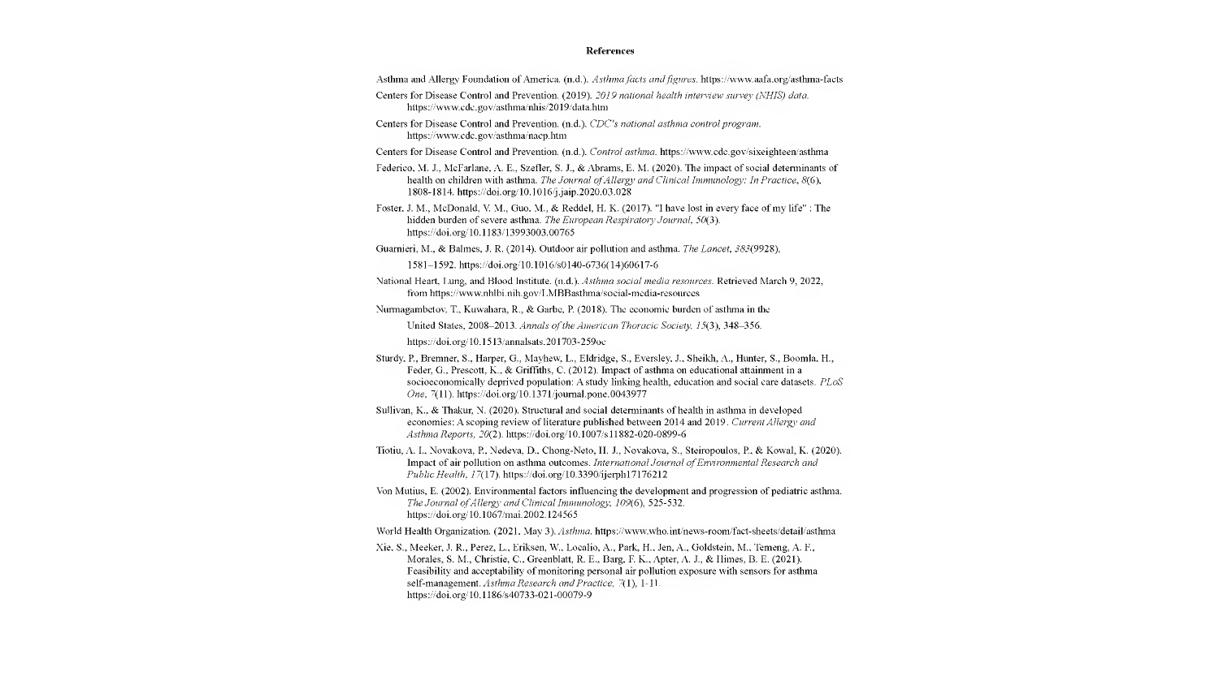## References

Asthma and Allergy Foundation of America. (n.d.). *Asthma facts and figures.* https://www.aafa.org/asthma-facts

Centers for Disease Control and Prevention. (2019). *2019 national health interview survey (NHIS) data.* https://www.cdc.gov/asthma/nhis/2019/data.htm

Centers for Disease Control and Prevention. (n.d.). *CDC's national asthma control program.* https://www.cdc.gov/asthma/nacp.htm

Centers for Disease Control and Prevention. (n.d.). *Control asthma.* https://www.cdc.gov/sixeighteen/asthma

Federico, M. J., McFarlane, A. E., Szefler, S. J., & Abrams, E. M. (2020). The impact of social determinants of health on children with asthma. *The Journal of Allergy and Clinical Immunology: In Practice*, *8*(6), 1808-1814. https://doi.org/10.1016/j.jaip.2020.03.028

Foster, J. M., McDonald, V. M., Guo, M., & Reddel, H. K. (2017). "I have lost in every face of my life" : The hidden burden of severe asthma. *The European Respiratory Journal*, *50*(3). https://doi.org/10.1183/13993003.00765

Guarnieri, M., & Balmes, J. R. (2014). Outdoor air pollution and asthma. *The Lancet*, *383*(9928), 1581–1592. https://doi.org/10.1016/s0140-6736(14)60617-6

National Heart, Lung, and Blood Institute. (n.d.). *Asthma social media resources.* Retrieved March 9, 2022, from https://www.nhlbi.nih.gov/LMBBasthma/social-media-resources

Nurmagambetov, T., Kuwahara, R., & Garbe, P. (2018). The economic burden of asthma in the United States, 2008–2013. *Annals of the American Thoracic Society, 15*(3), 348–356. https://doi.org/10.1513/annalsats.201703-259oc

Sturdy, P., Bremner, S., Harper, G., Mayhew, L., Eldridge, S., Eversley, J., Sheikh, A., Hunter, S., Boomla, H., Feder, G., Prescott, K., & Griffiths, C. (2012). Impact of asthma on educational attainment in a socioeconomically deprived population: A study linking health, education and social care datasets. *PLoS One*, *7*(11). https://doi.org/10.1371/journal.pone.0043977

Sullivan, K., & Thakur, N. (2020). Structural and social determinants of health in asthma in developed economies: A scoping review of literature published between 2014 and 2019. *Current Allergy and Asthma Reports, 20*(2). https://doi.org/10.1007/s11882-020-0899-6

Tiotiu, A. I., Novakova, P., Nedeva, D., Chong-Neto, H. J., Novakova, S., Steiropoulos, P., & Kowal, K. (2020). Impact of air pollution on asthma outcomes. *International Journal of Environmental Research and Public Health*, *17*(17). https://doi.org/10.3390/ijerph17176212

Von Mutius, E. (2002). Environmental factors influencing the development and progression of pediatric asthma. *The Journal of Allergy and Clinical Immunology, 109*(6), 525-532. https://doi.org/10.1067/mai.2002.124565

World Health Organization. (2021, May 3). *Asthma.* https://www.who.int/news-room/fact-sheets/detail/asthma

Xie, S., Meeker, J. R., Perez, L., Eriksen, W., Localio, A., Park, H., Jen, A., Goldstein, M., Temeng, A. F., Morales, S. M., Christie, C., Greenblatt, R. E., Barg, F. K., Apter, A. J., & Himes, B. E. (2021). Feasibility and acceptability of monitoring personal air pollution exposure with sensors for asthma self-management. *Asthma Research and Practice, 7*(1), 1-11. https://doi.org/10.1186/s40733-021-00079-9